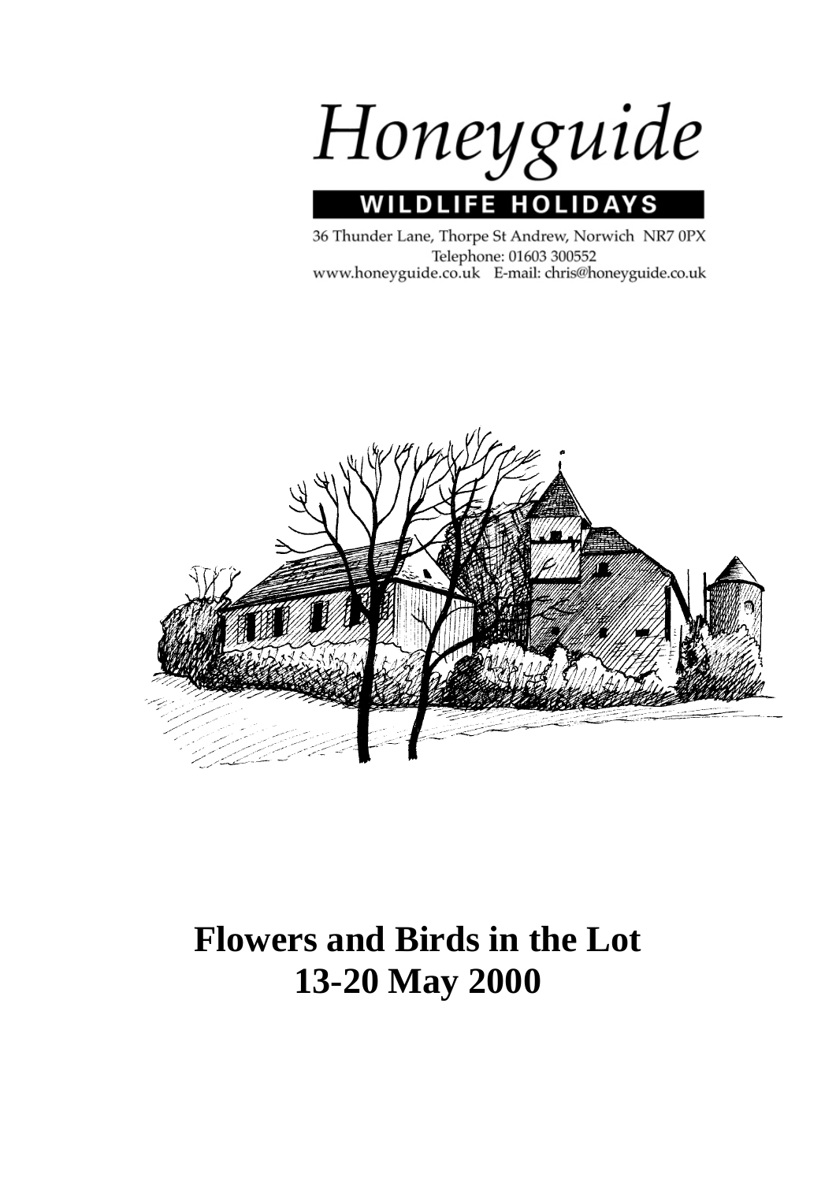# Honeyguide

**WILDLIFE HOLIDAYS**

36 Thunder Lane, Thorpe St Andrew, Norwich NR7 0PX
Telephone: 01603 300552
www.honeyguide.co.uk E-mail: chris@honeyguide.co.uk

# Flowers and Birds in the Lot
# 13-20 May 2000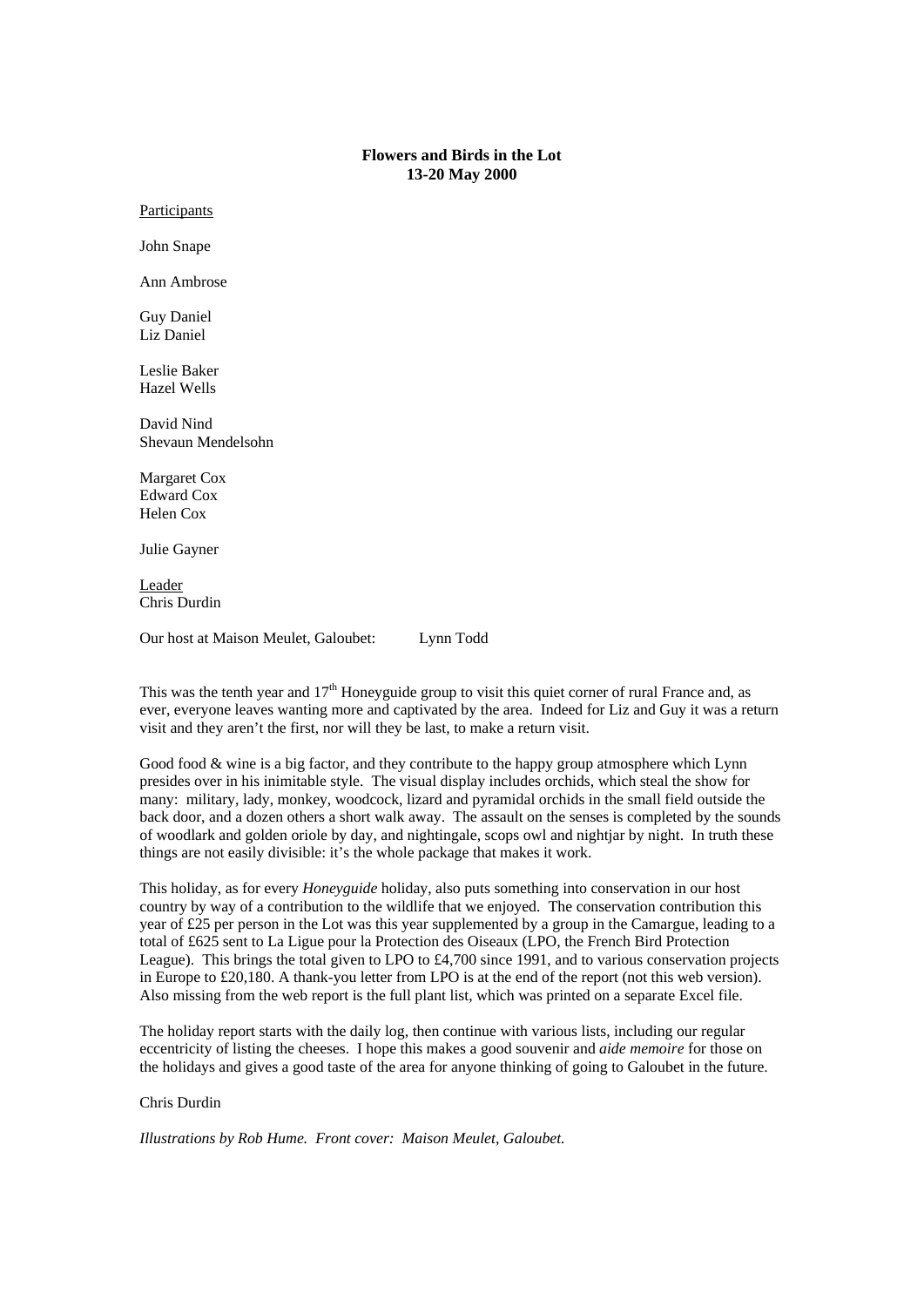**Flows and Birds in the Lot**
**13-20 May 2000**

# Flowers and Birds in the Lot
## 13-20 May 2000

<u>Participants</u>

John Snape

Ann Ambrose

Guy Daniel
Liz Daniel

Leslie Baker
Hazel Wells

David Nind
Shevaun Mendelsohn

Margaret Cox
Edward Cox
Helen Cox

Julie Gayner

<u>Leader</u>
Chris Durdin

Our host at Maison Meulet, Galoubet: Lynn Todd

This was the tenth year and 17th Honeyguide group to visit this quiet corner of rural France and, as ever, everyone leaves wanting more and captivated by the area. Indeed for Liz and Guy it was a return visit and they aren't the first, nor will they be last, to make a return visit.

Good food & wine is a big factor, and they contribute to the happy group atmosphere which Lynn presides over in his inimitable style. The visual display includes orchids, which steal the show for many: military, lady, monkey, woodcock, lizard and pyramidal orchids in the small field outside the back door, and a dozen others a short walk away. The assault on the senses is completed by the sounds of woodlark and golden oriole by day, and nightingale, scops owl and nightjar by night. In truth these things are not easily divisible: it's the whole package that makes it work.

This holiday, as for every *Honeyguide* holiday, also puts something into conservation in our host country by way of a contribution to the wildlife that we enjoyed. The conservation contribution this year of £25 per person in the Lot was this year supplemented by a group in the Camargue, leading to a total of £625 sent to La Ligue pour la Protection des Oiseaux (LPO, the French Bird Protection League). This brings the total given to LPO to £4,700 since 1991, and to various conservation projects in Europe to £20,180. A thank-you letter from LPO is at the end of the report (not this web version). Also missing from the web report is the full plant list, which was printed on a separate Excel file.

The holiday report starts with the daily log, then continue with various lists, including our regular eccentricity of listing the cheeses. I hope this makes a good souvenir and *aide memoire* for those on the holidays and gives a good taste of the area for anyone thinking of going to Galoubet in the future.

Chris Durdin

*Illustrations by Rob Hume. Front cover: Maison Meulet, Galoubet.*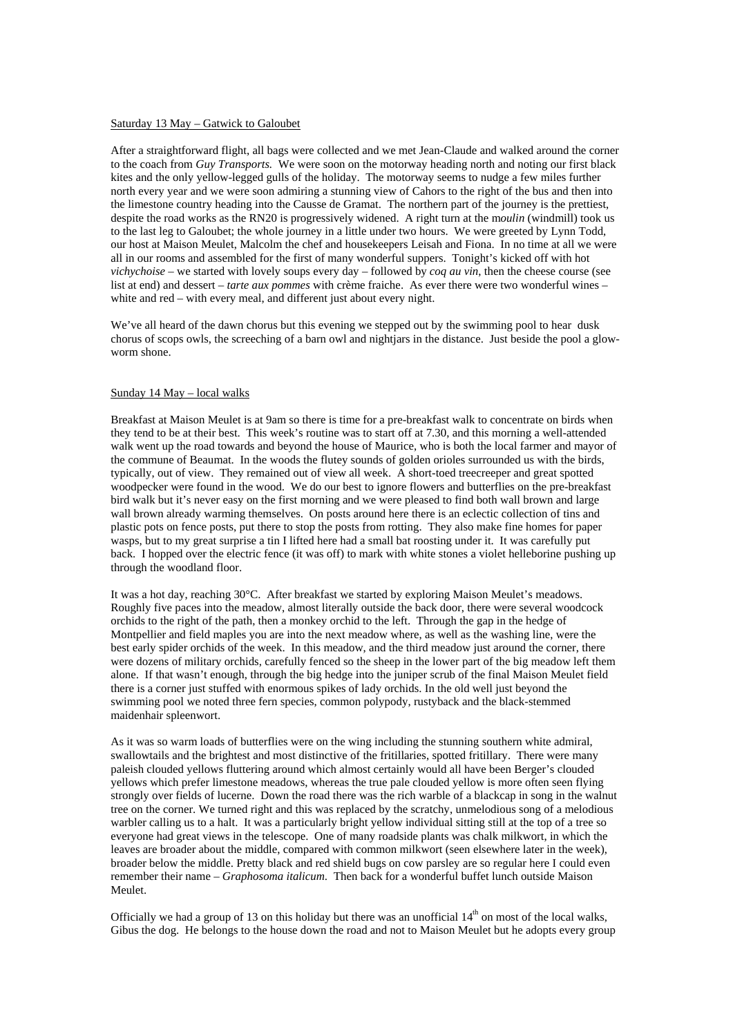Saturday 13 May – Gatwick to Galoubet

After a straightforward flight, all bags were collected and we met Jean-Claude and walked around the corner to the coach from *Guy Transports.* We were soon on the motorway heading north and noting our first black kites and the only yellow-legged gulls of the holiday. The motorway seems to nudge a few miles further north every year and we were soon admiring a stunning view of Cahors to the right of the bus and then into the limestone country heading into the Causse de Gramat. The northern part of the journey is the prettiest, despite the road works as the RN20 is progressively widened. A right turn at the m*oulin* (windmill) took us to the last leg to Galoubet; the whole journey in a little under two hours. We were greeted by Lynn Todd, our host at Maison Meulet, Malcolm the chef and housekeepers Leisah and Fiona. In no time at all we were all in our rooms and assembled for the first of many wonderful suppers. Tonight's kicked off with hot *vichychoise* – we started with lovely soups every day – followed by *coq au vin*, then the cheese course (see list at end) and dessert – *tarte aux pommes* with crème fraiche. As ever there were two wonderful wines – white and red – with every meal, and different just about every night.

We've all heard of the dawn chorus but this evening we stepped out by the swimming pool to hear dusk chorus of scops owls, the screeching of a barn owl and nightjars in the distance. Just beside the pool a glow-worm shone.

Sunday 14 May – local walks

Breakfast at Maison Meulet is at 9am so there is time for a pre-breakfast walk to concentrate on birds when they tend to be at their best. This week's routine was to start off at 7.30, and this morning a well-attended walk went up the road towards and beyond the house of Maurice, who is both the local farmer and mayor of the commune of Beaumat. In the woods the flutey sounds of golden orioles surrounded us with the birds, typically, out of view. They remained out of view all week. A short-toed treecreeper and great spotted woodpecker were found in the wood. We do our best to ignore flowers and butterflies on the pre-breakfast bird walk but it's never easy on the first morning and we were pleased to find both wall brown and large wall brown already warming themselves. On posts around here there is an eclectic collection of tins and plastic pots on fence posts, put there to stop the posts from rotting. They also make fine homes for paper wasps, but to my great surprise a tin I lifted here had a small bat roosting under it. It was carefully put back. I hopped over the electric fence (it was off) to mark with white stones a violet helleborine pushing up through the woodland floor.

It was a hot day, reaching 30°C. After breakfast we started by exploring Maison Meulet's meadows. Roughly five paces into the meadow, almost literally outside the back door, there were several woodcock orchids to the right of the path, then a monkey orchid to the left. Through the gap in the hedge of Montpellier and field maples you are into the next meadow where, as well as the washing line, were the best early spider orchids of the week. In this meadow, and the third meadow just around the corner, there were dozens of military orchids, carefully fenced so the sheep in the lower part of the big meadow left them alone. If that wasn't enough, through the big hedge into the juniper scrub of the final Maison Meulet field there is a corner just stuffed with enormous spikes of lady orchids. In the old well just beyond the swimming pool we noted three fern species, common polypody, rustyback and the black-stemmed maidenhair spleenwort.

As it was so warm loads of butterflies were on the wing including the stunning southern white admiral, swallowtails and the brightest and most distinctive of the fritillaries, spotted fritillary. There were many paleish clouded yellows fluttering around which almost certainly would all have been Berger's clouded yellows which prefer limestone meadows, whereas the true pale clouded yellow is more often seen flying strongly over fields of lucerne. Down the road there was the rich warble of a blackcap in song in the walnut tree on the corner. We turned right and this was replaced by the scratchy, unmelodious song of a melodious warbler calling us to a halt. It was a particularly bright yellow individual sitting still at the top of a tree so everyone had great views in the telescope. One of many roadside plants was chalk milkwort, in which the leaves are broader about the middle, compared with common milkwort (seen elsewhere later in the week), broader below the middle. Pretty black and red shield bugs on cow parsley are so regular here I could even remember their name – *Graphosoma italicum*. Then back for a wonderful buffet lunch outside Maison Meulet.

Officially we had a group of 13 on this holiday but there was an unofficial 14th on most of the local walks, Gibus the dog. He belongs to the house down the road and not to Maison Meulet but he adopts every group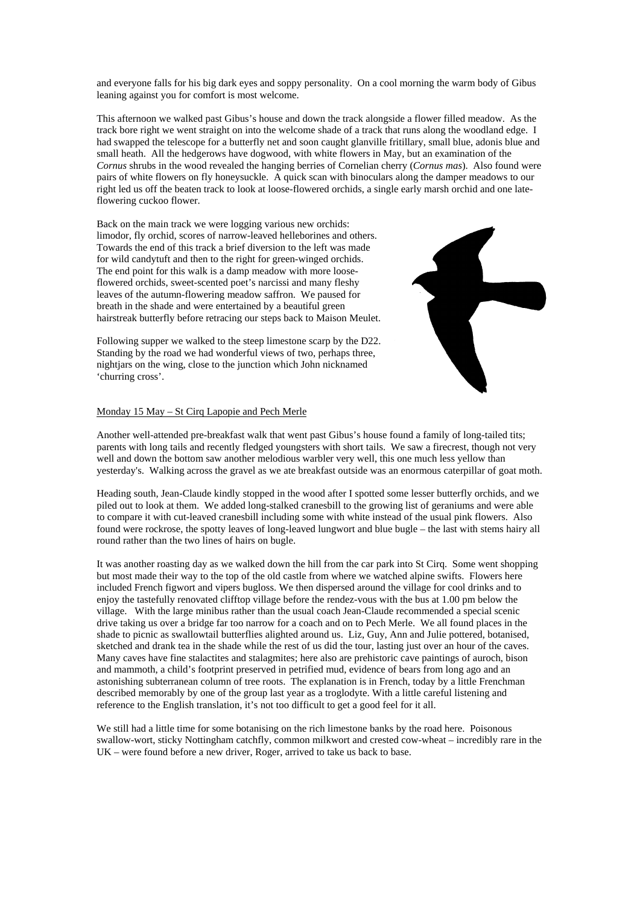and everyone falls for his big dark eyes and soppy personality. On a cool morning the warm body of Gibus leaning against you for comfort is most welcome.

This afternoon we walked past Gibus's house and down the track alongside a flower filled meadow. As the track bore right we went straight on into the welcome shade of a track that runs along the woodland edge. I had swapped the telescope for a butterfly net and soon caught glanville fritillary, small blue, adonis blue and small heath. All the hedgerows have dogwood, with white flowers in May, but an examination of the *Cornus* shrubs in the wood revealed the hanging berries of Cornelian cherry (*Cornus mas*). Also found were pairs of white flowers on fly honeysuckle. A quick scan with binoculars along the damper meadows to our right led us off the beaten track to look at loose-flowered orchids, a single early marsh orchid and one late-flowering cuckoo flower.

Back on the main track we were logging various new orchids: limodor, fly orchid, scores of narrow-leaved helleborines and others. Towards the end of this track a brief diversion to the left was made for wild candytuft and then to the right for green-winged orchids. The end point for this walk is a damp meadow with more loose-flowered orchids, sweet-scented poet's narcissi and many fleshy leaves of the autumn-flowering meadow saffron. We paused for breath in the shade and were entertained by a beautiful green hairstreak butterfly before retracing our steps back to Maison Meulet.

Following supper we walked to the steep limestone scarp by the D22. Standing by the road we had wonderful views of two, perhaps three, nightjars on the wing, close to the junction which John nicknamed 'churring cross'.

Monday 15 May – St Cirq Lapopie and Pech Merle

Another well-attended pre-breakfast walk that went past Gibus's house found a family of long-tailed tits; parents with long tails and recently fledged youngsters with short tails. We saw a firecrest, though not very well and down the bottom saw another melodious warbler very well, this one much less yellow than yesterday's. Walking across the gravel as we ate breakfast outside was an enormous caterpillar of goat moth.

Heading south, Jean-Claude kindly stopped in the wood after I spotted some lesser butterfly orchids, and we piled out to look at them. We added long-stalked cranesbill to the growing list of geraniums and were able to compare it with cut-leaved cranesbill including some with white instead of the usual pink flowers. Also found were rockrose, the spotty leaves of long-leaved lungwort and blue bugle – the last with stems hairy all round rather than the two lines of hairs on bugle.

It was another roasting day as we walked down the hill from the car park into St Cirq. Some went shopping but most made their way to the top of the old castle from where we watched alpine swifts. Flowers here included French figwort and vipers bugloss. We then dispersed around the village for cool drinks and to enjoy the tastefully renovated clifftop village before the rendez-vous with the bus at 1.00 pm below the village. With the large minibus rather than the usual coach Jean-Claude recommended a special scenic drive taking us over a bridge far too narrow for a coach and on to Pech Merle. We all found places in the shade to picnic as swallowtail butterflies alighted around us. Liz, Guy, Ann and Julie pottered, botanised, sketched and drank tea in the shade while the rest of us did the tour, lasting just over an hour of the caves. Many caves have fine stalactites and stalagmites; here also are prehistoric cave paintings of auroch, bison and mammoth, a child's footprint preserved in petrified mud, evidence of bears from long ago and an astonishing subterranean column of tree roots. The explanation is in French, today by a little Frenchman described memorably by one of the group last year as a troglodyte. With a little careful listening and reference to the English translation, it's not too difficult to get a good feel for it all.

We still had a little time for some botanising on the rich limestone banks by the road here. Poisonous swallow-wort, sticky Nottingham catchfly, common milkwort and crested cow-wheat – incredibly rare in the UK – were found before a new driver, Roger, arrived to take us back to base.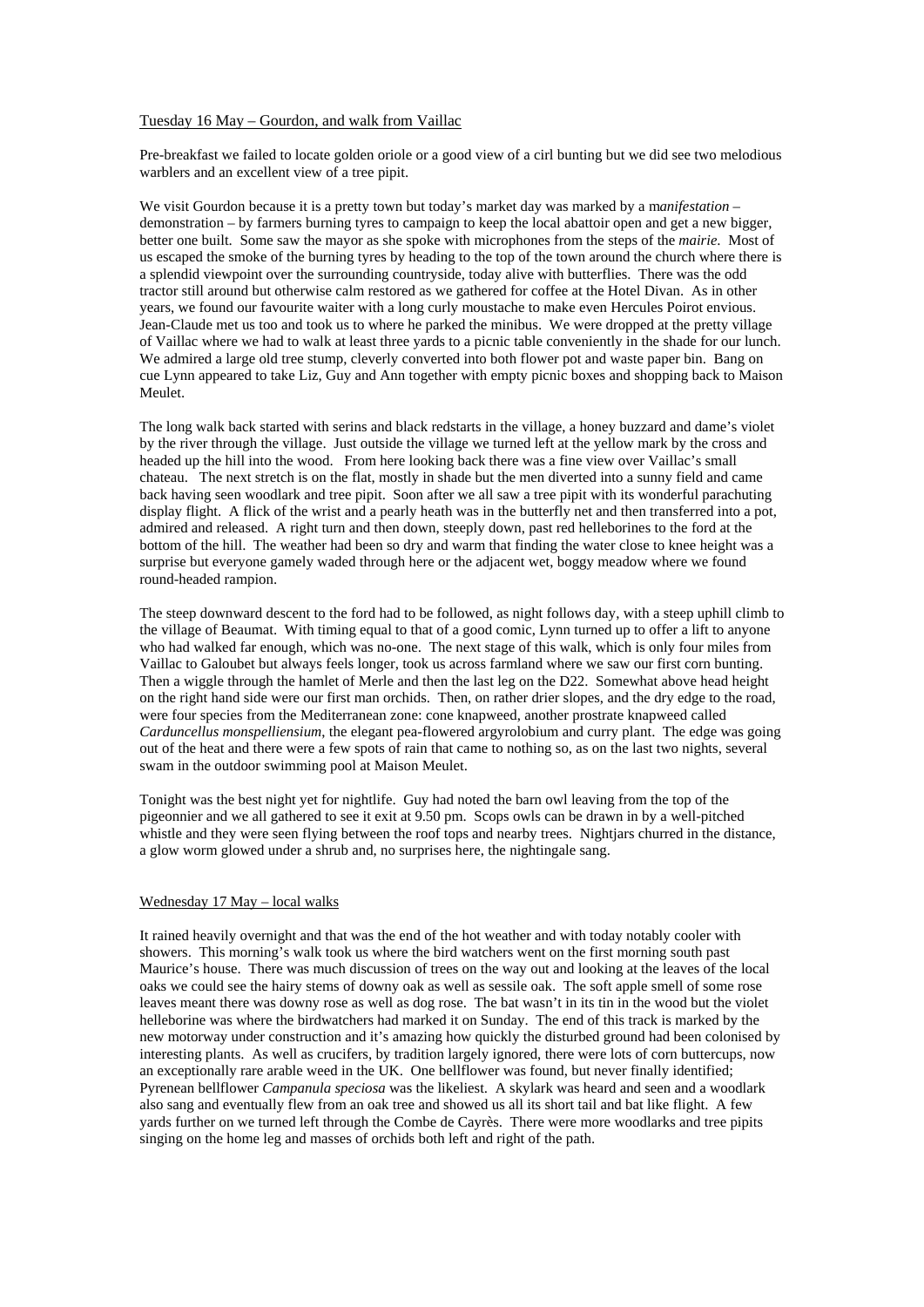Tuesday 16 May – Gourdon, and walk from Vaillac

Pre-breakfast we failed to locate golden oriole or a good view of a cirl bunting but we did see two melodious warblers and an excellent view of a tree pipit.

We visit Gourdon because it is a pretty town but today's market day was marked by a m*anifestation* – demonstration – by farmers burning tyres to campaign to keep the local abattoir open and get a new bigger, better one built. Some saw the mayor as she spoke with microphones from the steps of the *mairie.* Most of us escaped the smoke of the burning tyres by heading to the top of the town around the church where there is a splendid viewpoint over the surrounding countryside, today alive with butterflies. There was the odd tractor still around but otherwise calm restored as we gathered for coffee at the Hotel Divan. As in other years, we found our favourite waiter with a long curly moustache to make even Hercules Poirot envious. Jean-Claude met us too and took us to where he parked the minibus. We were dropped at the pretty village of Vaillac where we had to walk at least three yards to a picnic table conveniently in the shade for our lunch. We admired a large old tree stump, cleverly converted into both flower pot and waste paper bin. Bang on cue Lynn appeared to take Liz, Guy and Ann together with empty picnic boxes and shopping back to Maison Meulet.

The long walk back started with serins and black redstarts in the village, a honey buzzard and dame's violet by the river through the village. Just outside the village we turned left at the yellow mark by the cross and headed up the hill into the wood. From here looking back there was a fine view over Vaillac's small chateau. The next stretch is on the flat, mostly in shade but the men diverted into a sunny field and came back having seen woodlark and tree pipit. Soon after we all saw a tree pipit with its wonderful parachuting display flight. A flick of the wrist and a pearly heath was in the butterfly net and then transferred into a pot, admired and released. A right turn and then down, steeply down, past red helleborines to the ford at the bottom of the hill. The weather had been so dry and warm that finding the water close to knee height was a surprise but everyone gamely waded through here or the adjacent wet, boggy meadow where we found round-headed rampion.

The steep downward descent to the ford had to be followed, as night follows day, with a steep uphill climb to the village of Beaumat. With timing equal to that of a good comic, Lynn turned up to offer a lift to anyone who had walked far enough, which was no-one. The next stage of this walk, which is only four miles from Vaillac to Galoubet but always feels longer, took us across farmland where we saw our first corn bunting. Then a wiggle through the hamlet of Merle and then the last leg on the D22. Somewhat above head height on the right hand side were our first man orchids. Then, on rather drier slopes, and the dry edge to the road, were four species from the Mediterranean zone: cone knapweed, another prostrate knapweed called *Carduncellus monspelliensium*, the elegant pea-flowered argyrolobium and curry plant. The edge was going out of the heat and there were a few spots of rain that came to nothing so, as on the last two nights, several swam in the outdoor swimming pool at Maison Meulet.

Tonight was the best night yet for nightlife. Guy had noted the barn owl leaving from the top of the pigeonnier and we all gathered to see it exit at 9.50 pm. Scops owls can be drawn in by a well-pitched whistle and they were seen flying between the roof tops and nearby trees. Nightjars churred in the distance, a glow worm glowed under a shrub and, no surprises here, the nightingale sang.

Wednesday 17 May – local walks

It rained heavily overnight and that was the end of the hot weather and with today notably cooler with showers. This morning's walk took us where the bird watchers went on the first morning south past Maurice's house. There was much discussion of trees on the way out and looking at the leaves of the local oaks we could see the hairy stems of downy oak as well as sessile oak. The soft apple smell of some rose leaves meant there was downy rose as well as dog rose. The bat wasn't in its tin in the wood but the violet helleborine was where the birdwatchers had marked it on Sunday. The end of this track is marked by the new motorway under construction and it's amazing how quickly the disturbed ground had been colonised by interesting plants. As well as crucifers, by tradition largely ignored, there were lots of corn buttercups, now an exceptionally rare arable weed in the UK. One bellflower was found, but never finally identified; Pyrenean bellflower *Campanula speciosa* was the likeliest. A skylark was heard and seen and a woodlark also sang and eventually flew from an oak tree and showed us all its short tail and bat like flight. A few yards further on we turned left through the Combe de Cayrès. There were more woodlarks and tree pipits singing on the home leg and masses of orchids both left and right of the path.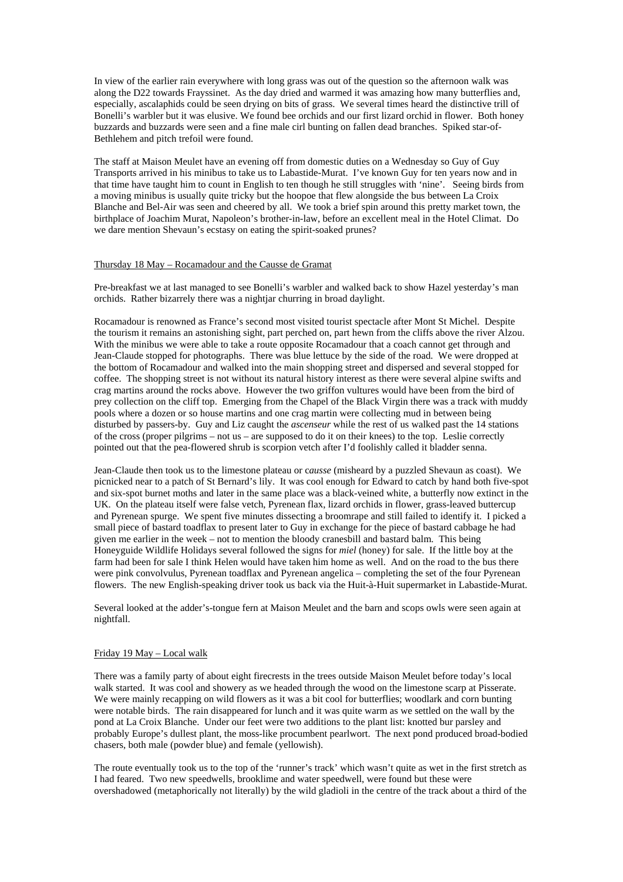In view of the earlier rain everywhere with long grass was out of the question so the afternoon walk was along the D22 towards Frayssinet. As the day dried and warmed it was amazing how many butterflies and, especially, ascalaphids could be seen drying on bits of grass. We several times heard the distinctive trill of Bonelli's warbler but it was elusive. We found bee orchids and our first lizard orchid in flower. Both honey buzzards and buzzards were seen and a fine male cirl bunting on fallen dead branches. Spiked star-of-Bethlehem and pitch trefoil were found.

The staff at Maison Meulet have an evening off from domestic duties on a Wednesday so Guy of Guy Transports arrived in his minibus to take us to Labastide-Murat. I've known Guy for ten years now and in that time have taught him to count in English to ten though he still struggles with 'nine'. Seeing birds from a moving minibus is usually quite tricky but the hoopoe that flew alongside the bus between La Croix Blanche and Bel-Air was seen and cheered by all. We took a brief spin around this pretty market town, the birthplace of Joachim Murat, Napoleon's brother-in-law, before an excellent meal in the Hotel Climat. Do we dare mention Shevaun's ecstasy on eating the spirit-soaked prunes?

## Thursday 18 May – Rocamadour and the Causse de Gramat

Pre-breakfast we at last managed to see Bonelli's warbler and walked back to show Hazel yesterday's man orchids. Rather bizarrely there was a nightjar churring in broad daylight.

Rocamadour is renowned as France's second most visited tourist spectacle after Mont St Michel. Despite the tourism it remains an astonishing sight, part perched on, part hewn from the cliffs above the river Alzou. With the minibus we were able to take a route opposite Rocamadour that a coach cannot get through and Jean-Claude stopped for photographs. There was blue lettuce by the side of the road. We were dropped at the bottom of Rocamadour and walked into the main shopping street and dispersed and several stopped for coffee. The shopping street is not without its natural history interest as there were several alpine swifts and crag martins around the rocks above. However the two griffon vultures would have been from the bird of prey collection on the cliff top. Emerging from the Chapel of the Black Virgin there was a track with muddy pools where a dozen or so house martins and one crag martin were collecting mud in between being disturbed by passers-by. Guy and Liz caught the *ascenseur* while the rest of us walked past the 14 stations of the cross (proper pilgrims – not us – are supposed to do it on their knees) to the top. Leslie correctly pointed out that the pea-flowered shrub is scorpion vetch after I'd foolishly called it bladder senna.

Jean-Claude then took us to the limestone plateau or c*ausse* (misheard by a puzzled Shevaun as coast). We picnicked near to a patch of St Bernard's lily. It was cool enough for Edward to catch by hand both five-spot and six-spot burnet moths and later in the same place was a black-veined white, a butterfly now extinct in the UK. On the plateau itself were false vetch, Pyrenean flax, lizard orchids in flower, grass-leaved buttercup and Pyrenean spurge. We spent five minutes dissecting a broomrape and still failed to identify it. I picked a small piece of bastard toadflax to present later to Guy in exchange for the piece of bastard cabbage he had given me earlier in the week – not to mention the bloody cranesbill and bastard balm. This being Honeyguide Wildlife Holidays several followed the signs for *miel* (honey) for sale. If the little boy at the farm had been for sale I think Helen would have taken him home as well. And on the road to the bus there were pink convolvulus, Pyrenean toadflax and Pyrenean angelica – completing the set of the four Pyrenean flowers. The new English-speaking driver took us back via the Huit-à-Huit supermarket in Labastide-Murat.

Several looked at the adder's-tongue fern at Maison Meulet and the barn and scops owls were seen again at nightfall.

## Friday 19 May – Local walk

There was a family party of about eight firecrests in the trees outside Maison Meulet before today's local walk started. It was cool and showery as we headed through the wood on the limestone scarp at Pisserate. We were mainly recapping on wild flowers as it was a bit cool for butterflies; woodlark and corn bunting were notable birds. The rain disappeared for lunch and it was quite warm as we settled on the wall by the pond at La Croix Blanche. Under our feet were two additions to the plant list: knotted bur parsley and probably Europe's dullest plant, the moss-like procumbent pearlwort. The next pond produced broad-bodied chasers, both male (powder blue) and female (yellowish).

The route eventually took us to the top of the 'runner's track' which wasn't quite as wet in the first stretch as I had feared. Two new speedwells, brooklime and water speedwell, were found but these were overshadowed (metaphorically not literally) by the wild gladioli in the centre of the track about a third of the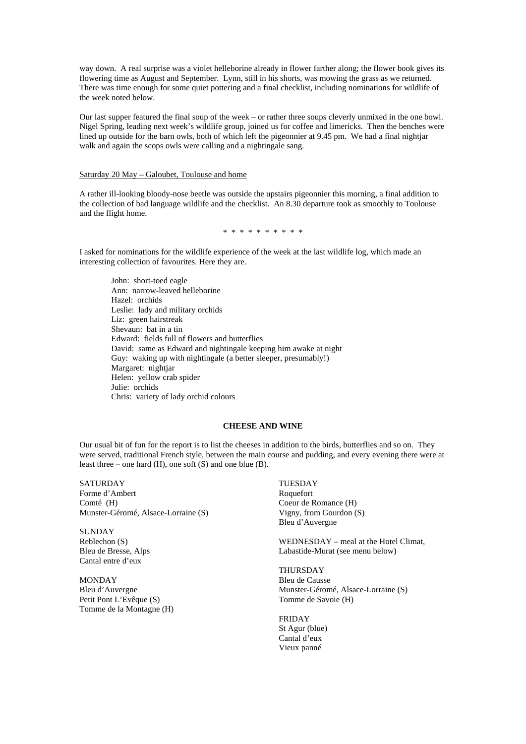way down. A real surprise was a violet helleborine already in flower farther along; the flower book gives its flowering time as August and September. Lynn, still in his shorts, was mowing the grass as we returned. There was time enough for some quiet pottering and a final checklist, including nominations for wildlife of the week noted below.

Our last supper featured the final soup of the week – or rather three soups cleverly unmixed in the one bowl. Nigel Spring, leading next week's wildlife group, joined us for coffee and limericks. Then the benches were lined up outside for the barn owls, both of which left the pigeonnier at 9.45 pm. We had a final nightjar walk and again the scops owls were calling and a nightingale sang.

Saturday 20 May – Galoubet, Toulouse and home

A rather ill-looking bloody-nose beetle was outside the upstairs pigeonnier this morning, a final addition to the collection of bad language wildlife and the checklist. An 8.30 departure took as smoothly to Toulouse and the flight home.

\* \* \* \* \* \* \* \* \* \*

I asked for nominations for the wildlife experience of the week at the last wildlife log, which made an interesting collection of favourites. Here they are.

John: short-toed eagle
Ann: narrow-leaved helleborine
Hazel: orchids
Leslie: lady and military orchids
Liz: green hairstreak
Shevaun: bat in a tin
Edward: fields full of flowers and butterflies
David: same as Edward and nightingale keeping him awake at night
Guy: waking up with nightingale (a better sleeper, presumably!)
Margaret: nightjar
Helen: yellow crab spider
Julie: orchids
Chris: variety of lady orchid colours

**CHEESE AND WINE**

Our usual bit of fun for the report is to list the cheeses in addition to the birds, butterflies and so on. They were served, traditional French style, between the main course and pudding, and every evening there were at least three – one hard (H), one soft (S) and one blue (B).

SATURDAY
Forme d'Ambert
Comté (H)
Munster-Géromé, Alsace-Lorraine (S)

SUNDAY
Reblechon (S)
Bleu de Bresse, Alps
Cantal entre d'eux

MONDAY
Bleu d'Auvergne
Petit Pont L'Evêque (S)
Tomme de la Montagne (H)

TUESDAY
Roquefort
Coeur de Romance (H)
Vigny, from Gourdon (S)
Bleu d'Auvergne

WEDNESDAY – meal at the Hotel Climat, Labastide-Murat (see menu below)

THURSDAY
Bleu de Causse
Munster-Géromé, Alsace-Lorraine (S)
Tomme de Savoie (H)

FRIDAY
St Agur (blue)
Cantal d'eux
Vieux panné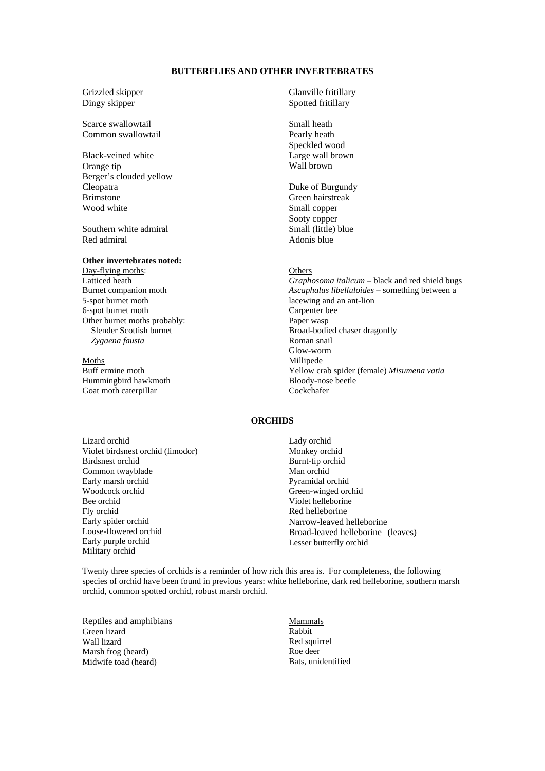## BUTTERFLIES AND OTHER INVERTEBRATES

Grizzled skipper
Dingy skipper

Scarce swallowtail
Common swallowtail

Black-veined white
Orange tip
Berger's clouded yellow
Cleopatra
Brimstone
Wood white

Southern white admiral
Red admiral

Glanville fritillary
Spotted fritillary

Small heath
Pearly heath
Speckled wood
Large wall brown
Wall brown

Duke of Burgundy
Green hairstreak
Small copper
Sooty copper
Small (little) blue
Adonis blue

**Other invertebrates noted:**

Day-flying moths:
Latticed heath
Burnet companion moth
5-spot burnet moth
6-spot burnet moth
Other burnet moths probably:
  Slender Scottish burnet
  *Zygaena fausta*

Moths
Buff ermine moth
Hummingbird hawkmoth
Goat moth caterpillar

Others
*Graphosoma italicum* – black and red shield bugs
*Ascaphalus libelluloides* – something between a lacewing and an ant-lion
Carpenter bee
Paper wasp
Broad-bodied chaser dragonfly
Roman snail
Glow-worm
Millipede
Yellow crab spider (female) *Misumena vatia*
Bloody-nose beetle
Cockchafer

## ORCHIDS

Lizard orchid
Violet birdsnest orchid (limodor)
Birdsnest orchid
Common twayblade
Early marsh orchid
Woodcock orchid
Bee orchid
Fly orchid
Early spider orchid
Loose-flowered orchid
Early purple orchid
Military orchid

Lady orchid
Monkey orchid
Burnt-tip orchid
Man orchid
Pyramidal orchid
Green-winged orchid
Violet helleborine
Red helleborine
Narrow-leaved helleborine
Broad-leaved helleborine (leaves)
Lesser butterfly orchid

Twenty three species of orchids is a reminder of how rich this area is. For completeness, the following species of orchid have been found in previous years: white helleborine, dark red helleborine, southern marsh orchid, common spotted orchid, robust marsh orchid.

Reptiles and amphibians
Green lizard
Wall lizard
Marsh frog (heard)
Midwife toad (heard)

Mammals
Rabbit
Red squirrel
Roe deer
Bats, unidentified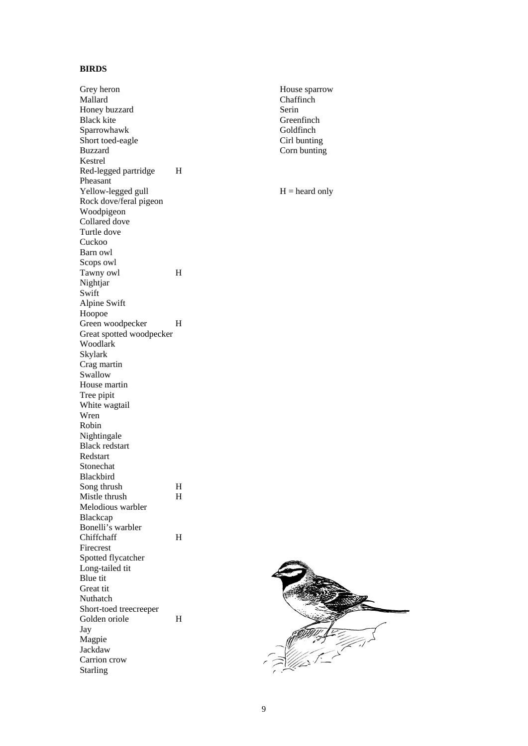**BIRDS**

| | |
|---|---|
| Grey heron | |
| Mallard | |
| Honey buzzard | |
| Black kite | |
| Sparrowhawk | |
| Short toed-eagle | |
| Buzzard | |
| Kestrel | |
| Red-legged partridge | H |
| Pheasant | |
| Yellow-legged gull | |
| Rock dove/feral pigeon | |
| Woodpigeon | |
| Collared dove | |
| Turtle dove | |
| Cuckoo | |
| Barn owl | |
| Scops owl | |
| Tawny owl | H |
| Nightjar | |
| Swift | |
| Alpine Swift | |
| Hoopoe | |
| Green woodpecker | H |
| Great spotted woodpecker | |
| Woodlark | |
| Skylark | |
| Crag martin | |
| Swallow | |
| House martin | |
| Tree pipit | |
| White wagtail | |
| Wren | |
| Robin | |
| Nightingale | |
| Black redstart | |
| Redstart | |
| Stonechat | |
| Blackbird | |
| Song thrush | H |
| Mistle thrush | H |
| Melodious warbler | |
| Blackcap | |
| Bonelli's warbler | |
| Chiffchaff | H |
| Firecrest | |
| Spotted flycatcher | |
| Long-tailed tit | |
| Blue tit | |
| Great tit | |
| Nuthatch | |
| Short-toed treecreeper | |
| Golden oriole | H |
| Jay | |
| Magpie | |
| Jackdaw | |
| Carrion crow | |
| Starling | |
| House sparrow | |
| Chaffinch | |
| Serin | |
| Greenfinch | |
| Goldfinch | |
| Cirl bunting | |
| Corn bunting | |

H = heard only